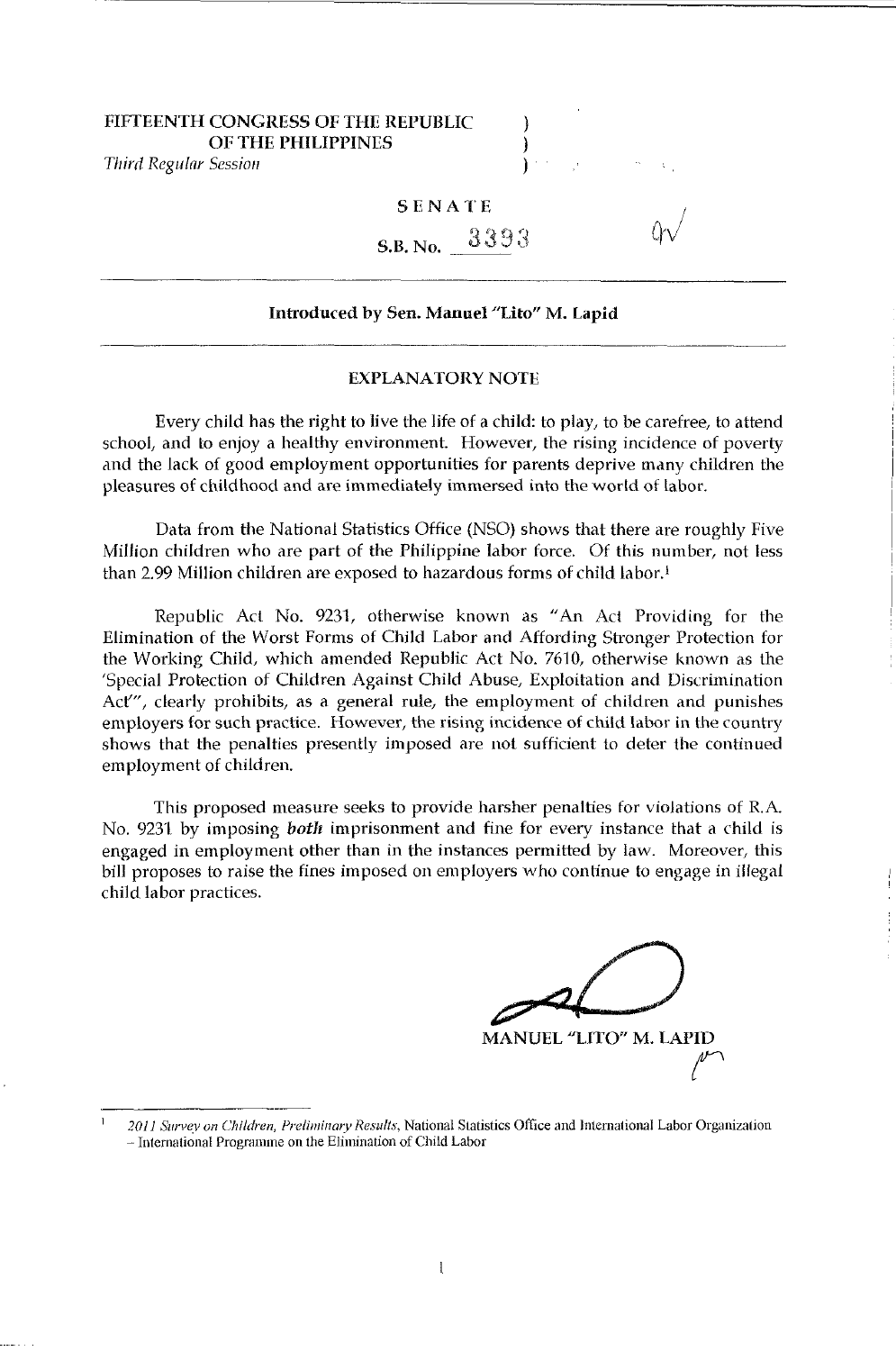FIFTEENTH CONGRESS OF THE REPUBLIC )
OF THE PHILIPPINES )
*Third Regular Session* )

**SENATE**

**S.B. No. 3393**

**Introduced by Sen. Manuel "Lito" M. Lapid**

**EXPLANATORY NOTE**

Every child has the right to live the life of a child: to play, to be carefree, to attend school, and to enjoy a healthy environment. However, the rising incidence of poverty and the lack of good employment opportunities for parents deprive many children the pleasures of childhood and are immediately immersed into the world of labor.

Data from the National Statistics Office (NSO) shows that there are roughly Five Million children who are part of the Philippine labor force. Of this number, not less than 2.99 Million children are exposed to hazardous forms of child labor.[1]

Republic Act No. 9231, otherwise known as "An Act Providing for the Elimination of the Worst Forms of Child Labor and Affording Stronger Protection for the Working Child, which amended Republic Act No. 7610, otherwise known as the 'Special Protection of Children Against Child Abuse, Exploitation and Discrimination Act'", clearly prohibits, as a general rule, the employment of children and punishes employers for such practice. However, the rising incidence of child labor in the country shows that the penalties presently imposed are not sufficient to deter the continued employment of children.

This proposed measure seeks to provide harsher penalties for violations of R.A. No. 9231 by imposing ***both*** imprisonment and fine for every instance that a child is engaged in employment other than in the instances permitted by law. Moreover, this bill proposes to raise the fines imposed on employers who continue to engage in illegal child labor practices.

MANUEL "LITO" M. LAPID

---

[1] *2011 Survey on Children, Preliminary Results*, National Statistics Office and International Labor Organization – International Programme on the Elimination of Child Labor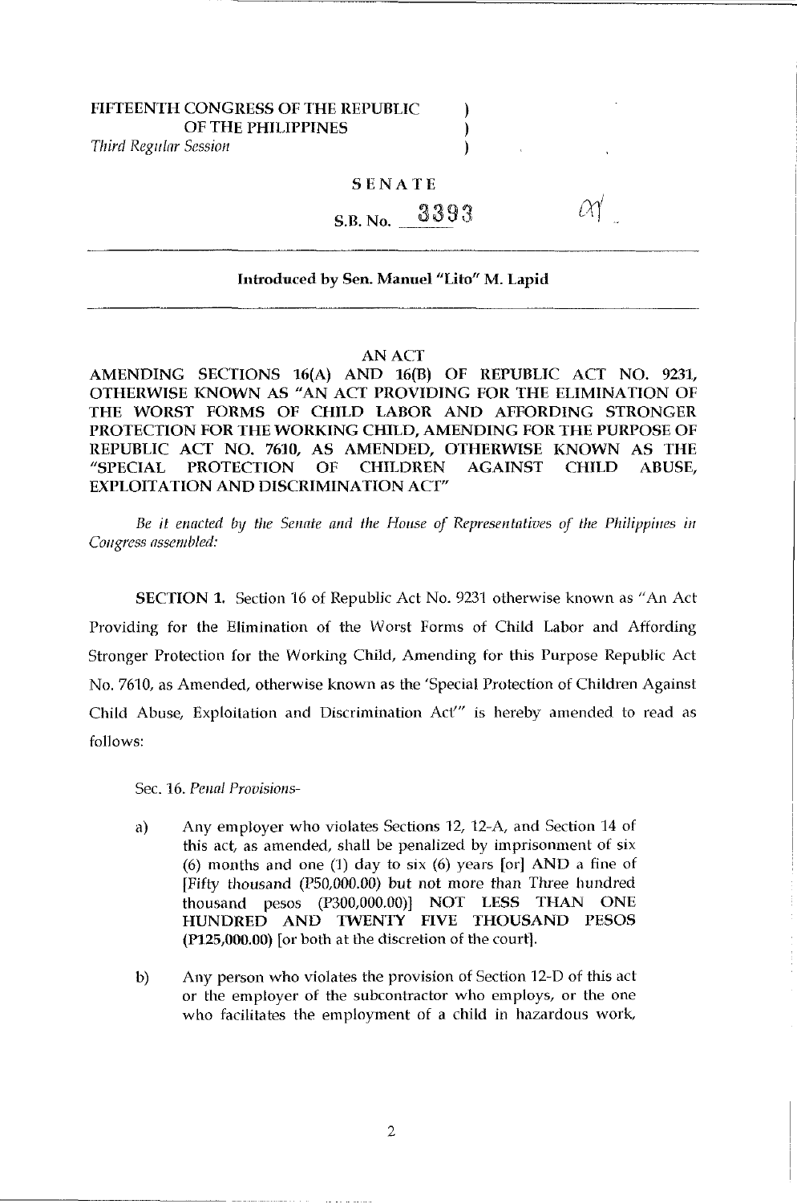FIFTEENTH CONGRESS OF THE REPUBLIC )
OF THE PHILIPPINES )
*Third Regular Session* )

SENATE

S.B. No. 3393

**Introduced by Sen. Manuel "Lito" M. Lapid**

AN ACT

**AMENDING SECTIONS 16(A) AND 16(B) OF REPUBLIC ACT NO. 9231, OTHERWISE KNOWN AS "AN ACT PROVIDING FOR THE ELIMINATION OF THE WORST FORMS OF CHILD LABOR AND AFFORDING STRONGER PROTECTION FOR THE WORKING CHILD, AMENDING FOR THE PURPOSE OF REPUBLIC ACT NO. 7610, AS AMENDED, OTHERWISE KNOWN AS THE "SPECIAL PROTECTION OF CHILDREN AGAINST CHILD ABUSE, EXPLOITATION AND DISCRIMINATION ACT"**

*Be it enacted by the Senate and the House of Representatives of the Philippines in Congress assembled:*

**SECTION 1.** Section 16 of Republic Act No. 9231 otherwise known as "An Act Providing for the Elimination of the Worst Forms of Child Labor and Affording Stronger Protection for the Working Child, Amending for this Purpose Republic Act No. 7610, as Amended, otherwise known as the 'Special Protection of Children Against Child Abuse, Exploitation and Discrimination Act'" is hereby amended to read as follows:

Sec. 16. *Penal Provisions-*

a) Any employer who violates Sections 12, 12-A, and Section 14 of this act, as amended, shall be penalized by imprisonment of six (6) months and one (1) day to six (6) years [or] AND a fine of [Fifty thousand (P50,000.00) but not more than Three hundred thousand pesos (P300,000.00)] **NOT LESS THAN ONE HUNDRED AND TWENTY FIVE THOUSAND PESOS (P125,000.00)** [or both at the discretion of the court].

b) Any person who violates the provision of Section 12-D of this act or the employer of the subcontractor who employs, or the one who facilitates the employment of a child in hazardous work,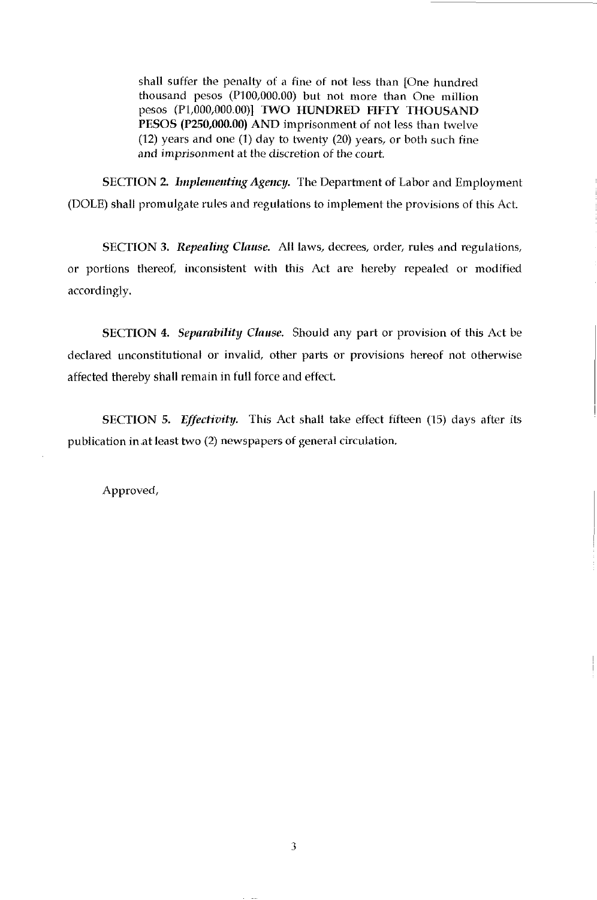shall suffer the penalty of a fine of not less than [One hundred thousand pesos (P100,000.00) but not more than One million pesos (P1,000,000.00)] **TWO HUNDRED FIFTY THOUSAND PESOS (P250,000.00) AND** imprisonment of not less than twelve (12) years and one (1) day to twenty (20) years, or both such fine and imprisonment at the discretion of the court.

**SECTION 2.** ***Implementing Agency.*** The Department of Labor and Employment (DOLE) shall promulgate rules and regulations to implement the provisions of this Act.

**SECTION 3.** ***Repealing Clause.*** All laws, decrees, order, rules and regulations, or portions thereof, inconsistent with this Act are hereby repealed or modified accordingly.

**SECTION 4.** ***Separability Clause.*** Should any part or provision of this Act be declared unconstitutional or invalid, other parts or provisions hereof not otherwise affected thereby shall remain in full force and effect.

**SECTION 5.** ***Effectivity.*** This Act shall take effect fifteen (15) days after its publication in at least two (2) newspapers of general circulation.

Approved,